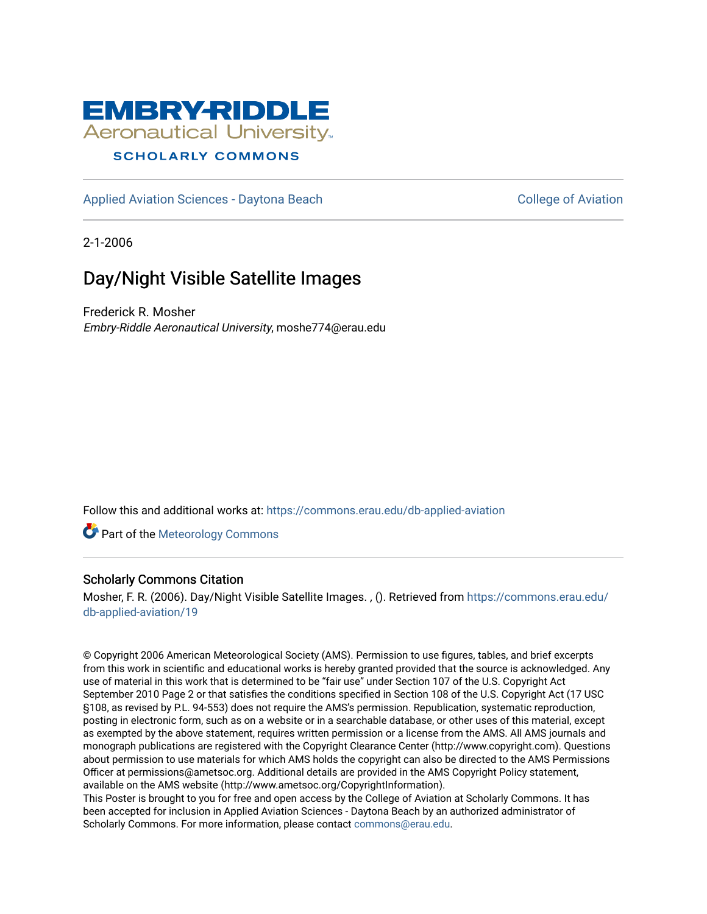# EMBRY-RIDDLE Aeronautical University

SCHOLARLY COMMONS

Applied Aviation Sciences - Daytona Beach

College of Aviation

2-1-2006

## Day/Night Visible Satellite Images

Frederick R. Mosher
*Embry-Riddle Aeronautical University*, moshe774@erau.edu

Follow this and additional works at: https://commons.erau.edu/db-applied-aviation

Part of the Meteorology Commons

### Scholarly Commons Citation

Mosher, F. R. (2006). Day/Night Visible Satellite Images. , (). Retrieved from https://commons.erau.edu/db-applied-aviation/19

© Copyright 2006 American Meteorological Society (AMS). Permission to use figures, tables, and brief excerpts from this work in scientific and educational works is hereby granted provided that the source is acknowledged. Any use of material in this work that is determined to be "fair use" under Section 107 of the U.S. Copyright Act September 2010 Page 2 or that satisfies the conditions specified in Section 108 of the U.S. Copyright Act (17 USC §108, as revised by P.L. 94-553) does not require the AMS's permission. Republication, systematic reproduction, posting in electronic form, such as on a website or in a searchable database, or other uses of this material, except as exempted by the above statement, requires written permission or a license from the AMS. All AMS journals and monograph publications are registered with the Copyright Clearance Center (http://www.copyright.com). Questions about permission to use materials for which AMS holds the copyright can also be directed to the AMS Permissions Officer at permissions@ametsoc.org. Additional details are provided in the AMS Copyright Policy statement, available on the AMS website (http://www.ametsoc.org/CopyrightInformation).
This Poster is brought to you for free and open access by the College of Aviation at Scholarly Commons. It has been accepted for inclusion in Applied Aviation Sciences - Daytona Beach by an authorized administrator of Scholarly Commons. For more information, please contact commons@erau.edu.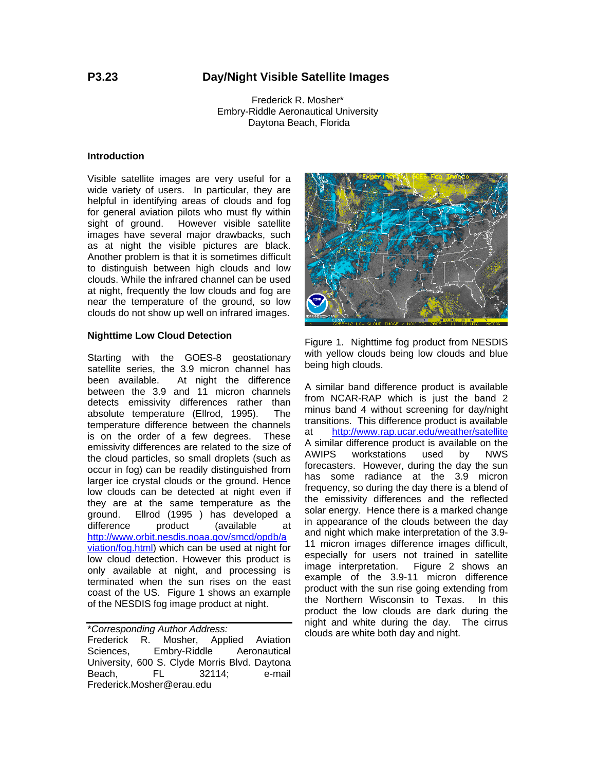# P3.23 Day/Night Visible Satellite Images

Frederick R. Mosher*
Embry-Riddle Aeronautical University
Daytona Beach, Florida

## Introduction

Visible satellite images are very useful for a wide variety of users. In particular, they are helpful in identifying areas of clouds and fog for general aviation pilots who must fly within sight of ground. However visible satellite images have several major drawbacks, such as at night the visible pictures are black. Another problem is that it is sometimes difficult to distinguish between high clouds and low clouds. While the infrared channel can be used at night, frequently the low clouds and fog are near the temperature of the ground, so low clouds do not show up well on infrared images.

## Nighttime Low Cloud Detection

Starting with the GOES-8 geostationary satellite series, the 3.9 micron channel has been available. At night the difference between the 3.9 and 11 micron channels detects emissivity differences rather than absolute temperature (Ellrod, 1995). The temperature difference between the channels is on the order of a few degrees. These emissivity differences are related to the size of the cloud particles, so small droplets (such as occur in fog) can be readily distinguished from larger ice crystal clouds or the ground. Hence low clouds can be detected at night even if they are at the same temperature as the ground. Ellrod (1995 ) has developed a difference product (available at http://www.orbit.nesdis.noaa.gov/smcd/opdb/aviation/fog.html) which can be used at night for low cloud detection. However this product is only available at night, and processing is terminated when the sun rises on the east coast of the US. Figure 1 shows an example of the NESDIS fog image product at night.

Figure 1. Nighttime fog product from NESDIS with yellow clouds being low clouds and blue being high clouds.

A similar band difference product is available from NCAR-RAP which is just the band 2 minus band 4 without screening for day/night transitions. This difference product is available at http://www.rap.ucar.edu/weather/satellite A similar difference product is available on the AWIPS workstations used by NWS forecasters. However, during the day the sun has some radiance at the 3.9 micron frequency, so during the day there is a blend of the emissivity differences and the reflected solar energy. Hence there is a marked change in appearance of the clouds between the day and night which make interpretation of the 3.9-11 micron images difference images difficult, especially for users not trained in satellite image interpretation. Figure 2 shows an example of the 3.9-11 micron difference product with the sun rise going extending from the Northern Wisconsin to Texas. In this product the low clouds are dark during the night and white during the day. The cirrus clouds are white both day and night.

---

**Corresponding Author Address:*
Frederick R. Mosher, Applied Aviation Sciences, Embry-Riddle Aeronautical University, 600 S. Clyde Morris Blvd. Daytona Beach, FL 32114; e-mail Frederick.Mosher@erau.edu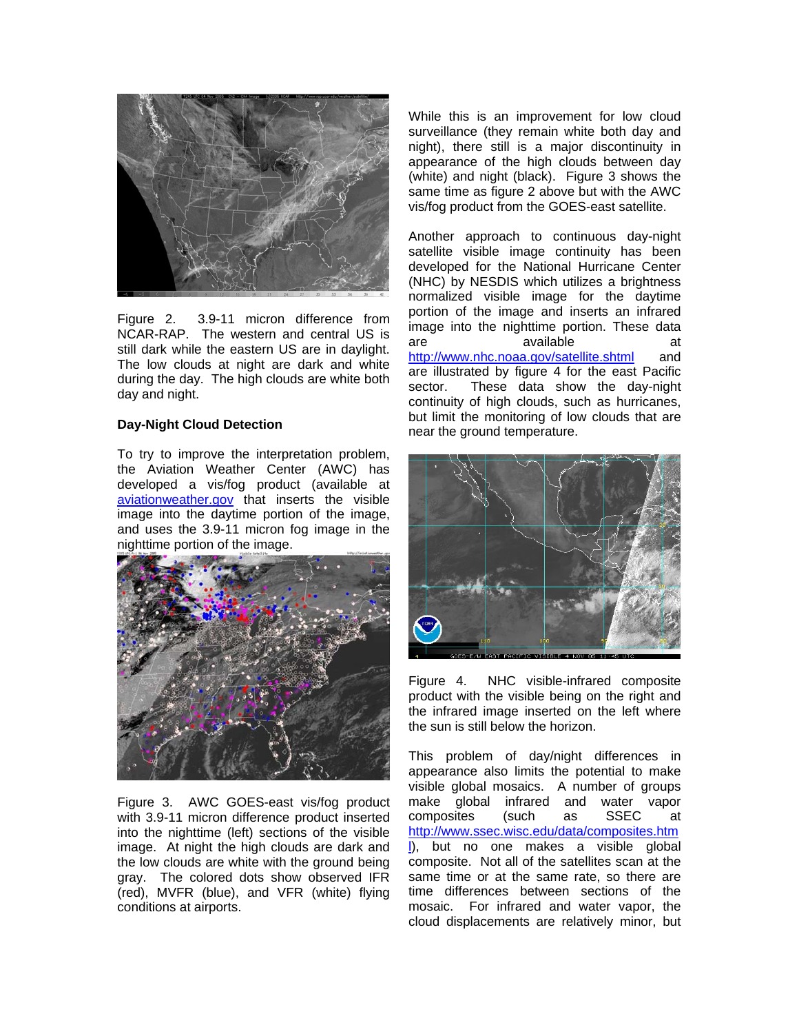Figure 2. 3.9-11 micron difference from NCAR-RAP. The western and central US is still dark while the eastern US are in daylight. The low clouds at night are dark and white during the day. The high clouds are white both day and night.

**Day-Night Cloud Detection**

To try to improve the interpretation problem, the Aviation Weather Center (AWC) has developed a vis/fog product (available at aviationweather.gov that inserts the visible image into the daytime portion of the image, and uses the 3.9-11 micron fog image in the nighttime portion of the image.

Figure 3. AWC GOES-east vis/fog product with 3.9-11 micron difference product inserted into the nighttime (left) sections of the visible image. At night the high clouds are dark and the low clouds are white with the ground being gray. The colored dots show observed IFR (red), MVFR (blue), and VFR (white) flying conditions at airports.

While this is an improvement for low cloud surveillance (they remain white both day and night), there still is a major discontinuity in appearance of the high clouds between day (white) and night (black). Figure 3 shows the same time as figure 2 above but with the AWC vis/fog product from the GOES-east satellite.

Another approach to continuous day-night satellite visible image continuity has been developed for the National Hurricane Center (NHC) by NESDIS which utilizes a brightness normalized visible image for the daytime portion of the image and inserts an infrared image into the nighttime portion. These data are available at http://www.nhc.noaa.gov/satellite.shtml and are illustrated by figure 4 for the east Pacific sector. These data show the day-night continuity of high clouds, such as hurricanes, but limit the monitoring of low clouds that are near the ground temperature.

Figure 4. NHC visible-infrared composite product with the visible being on the right and the infrared image inserted on the left where the sun is still below the horizon.

This problem of day/night differences in appearance also limits the potential to make visible global mosaics. A number of groups make global infrared and water vapor composites (such as SSEC at http://www.ssec.wisc.edu/data/composites.html), but no one makes a visible global composite. Not all of the satellites scan at the same time or at the same rate, so there are time differences between sections of the mosaic. For infrared and water vapor, the cloud displacements are relatively minor, but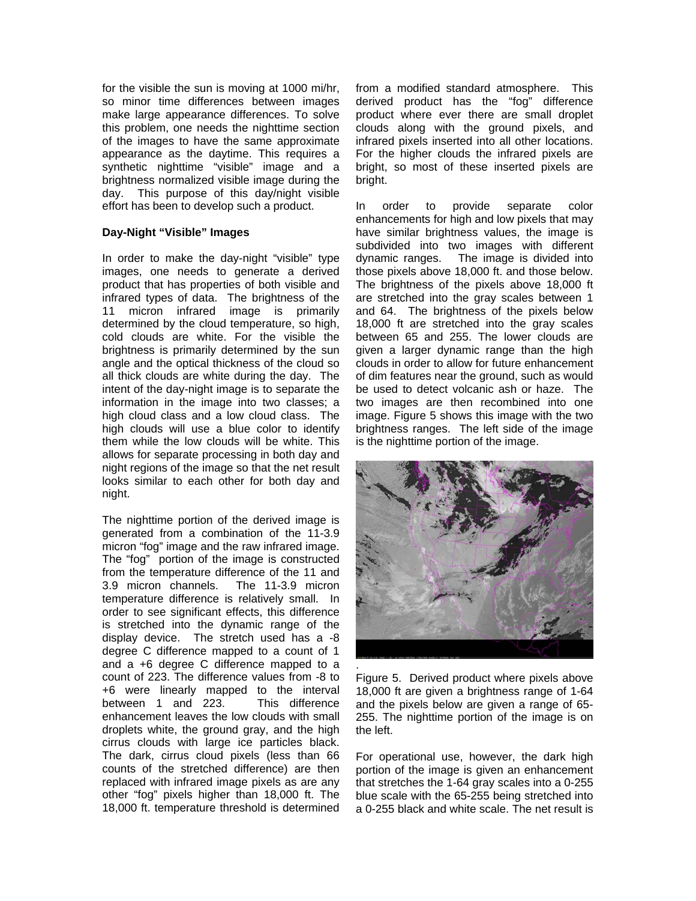for the visible the sun is moving at 1000 mi/hr, so minor time differences between images make large appearance differences. To solve this problem, one needs the nighttime section of the images to have the same approximate appearance as the daytime. This requires a synthetic nighttime "visible" image and a brightness normalized visible image during the day. This purpose of this day/night visible effort has been to develop such a product.

**Day-Night "Visible" Images**

In order to make the day-night "visible" type images, one needs to generate a derived product that has properties of both visible and infrared types of data. The brightness of the 11 micron infrared image is primarily determined by the cloud temperature, so high, cold clouds are white. For the visible the brightness is primarily determined by the sun angle and the optical thickness of the cloud so all thick clouds are white during the day. The intent of the day-night image is to separate the information in the image into two classes; a high cloud class and a low cloud class. The high clouds will use a blue color to identify them while the low clouds will be white. This allows for separate processing in both day and night regions of the image so that the net result looks similar to each other for both day and night.

The nighttime portion of the derived image is generated from a combination of the 11-3.9 micron "fog" image and the raw infrared image. The "fog" portion of the image is constructed from the temperature difference of the 11 and 3.9 micron channels. The 11-3.9 micron temperature difference is relatively small. In order to see significant effects, this difference is stretched into the dynamic range of the display device. The stretch used has a -8 degree C difference mapped to a count of 1 and a +6 degree C difference mapped to a count of 223. The difference values from -8 to +6 were linearly mapped to the interval between 1 and 223. This difference enhancement leaves the low clouds with small droplets white, the ground gray, and the high cirrus clouds with large ice particles black. The dark, cirrus cloud pixels (less than 66 counts of the stretched difference) are then replaced with infrared image pixels as are any other "fog" pixels higher than 18,000 ft. The 18,000 ft. temperature threshold is determined from a modified standard atmosphere. This derived product has the "fog" difference product where ever there are small droplet clouds along with the ground pixels, and infrared pixels inserted into all other locations. For the higher clouds the infrared pixels are bright, so most of these inserted pixels are bright.

In order to provide separate color enhancements for high and low pixels that may have similar brightness values, the image is subdivided into two images with different dynamic ranges. The image is divided into those pixels above 18,000 ft. and those below. The brightness of the pixels above 18,000 ft are stretched into the gray scales between 1 and 64. The brightness of the pixels below 18,000 ft are stretched into the gray scales between 65 and 255. The lower clouds are given a larger dynamic range than the high clouds in order to allow for future enhancement of dim features near the ground, such as would be used to detect volcanic ash or haze. The two images are then recombined into one image. Figure 5 shows this image with the two brightness ranges. The left side of the image is the nighttime portion of the image.

Figure 5. Derived product where pixels above 18,000 ft are given a brightness range of 1-64 and the pixels below are given a range of 65-255. The nighttime portion of the image is on the left.

For operational use, however, the dark high portion of the image is given an enhancement that stretches the 1-64 gray scales into a 0-255 blue scale with the 65-255 being stretched into a 0-255 black and white scale. The net result is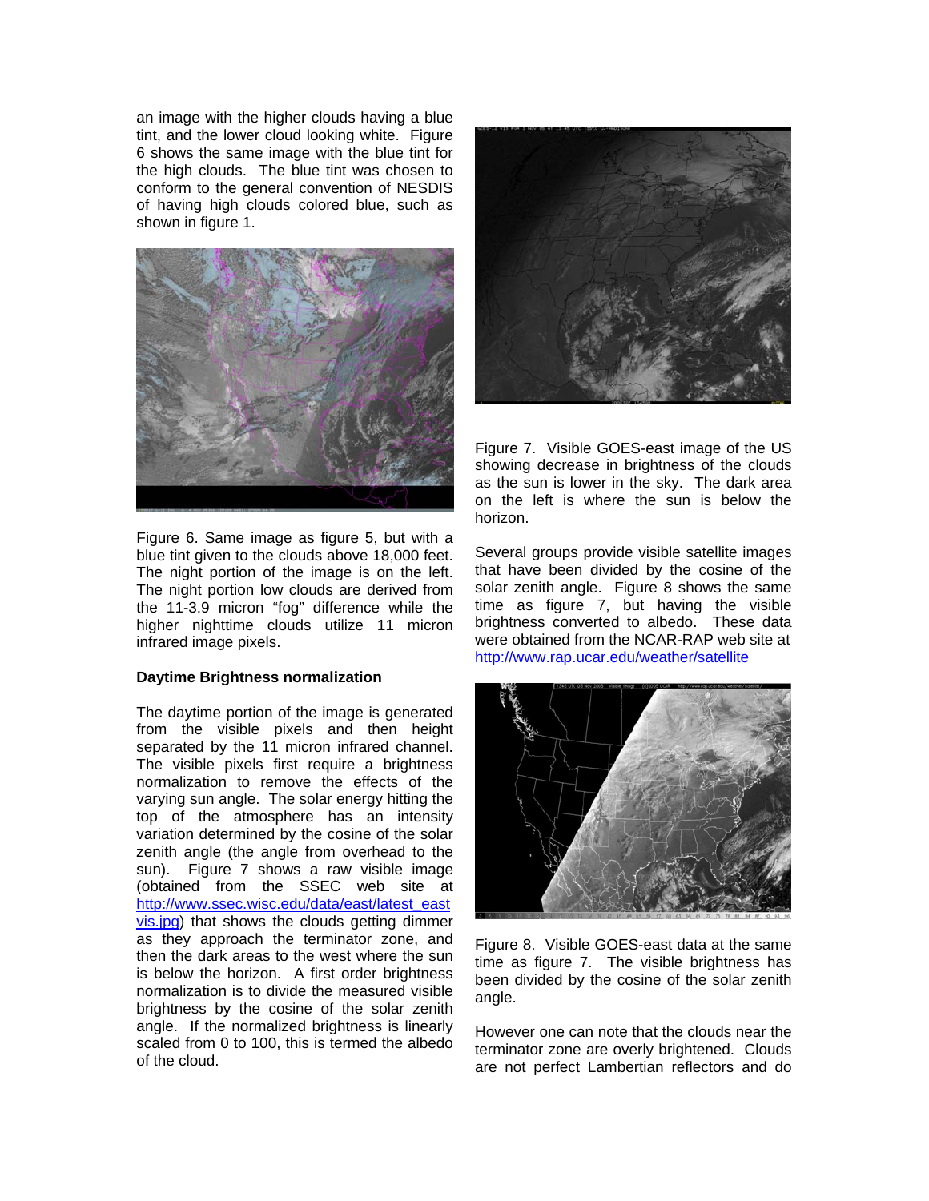an image with the higher clouds having a blue tint, and the lower cloud looking white. Figure 6 shows the same image with the blue tint for the high clouds. The blue tint was chosen to conform to the general convention of NESDIS of having high clouds colored blue, such as shown in figure 1.

Figure 6. Same image as figure 5, but with a blue tint given to the clouds above 18,000 feet. The night portion of the image is on the left. The night portion low clouds are derived from the 11-3.9 micron "fog" difference while the higher nighttime clouds utilize 11 micron infrared image pixels.

**Daytime Brightness normalization**

The daytime portion of the image is generated from the visible pixels and then height separated by the 11 micron infrared channel. The visible pixels first require a brightness normalization to remove the effects of the varying sun angle. The solar energy hitting the top of the atmosphere has an intensity variation determined by the cosine of the solar zenith angle (the angle from overhead to the sun). Figure 7 shows a raw visible image (obtained from the SSEC web site at http://www.ssec.wisc.edu/data/east/latest_eastvis.jpg) that shows the clouds getting dimmer as they approach the terminator zone, and then the dark areas to the west where the sun is below the horizon. A first order brightness normalization is to divide the measured visible brightness by the cosine of the solar zenith angle. If the normalized brightness is linearly scaled from 0 to 100, this is termed the albedo of the cloud.

Figure 7. Visible GOES-east image of the US showing decrease in brightness of the clouds as the sun is lower in the sky. The dark area on the left is where the sun is below the horizon.

Several groups provide visible satellite images that have been divided by the cosine of the solar zenith angle. Figure 8 shows the same time as figure 7, but having the visible brightness converted to albedo. These data were obtained from the NCAR-RAP web site at http://www.rap.ucar.edu/weather/satellite

Figure 8. Visible GOES-east data at the same time as figure 7. The visible brightness has been divided by the cosine of the solar zenith angle.

However one can note that the clouds near the terminator zone are overly brightened. Clouds are not perfect Lambertian reflectors and do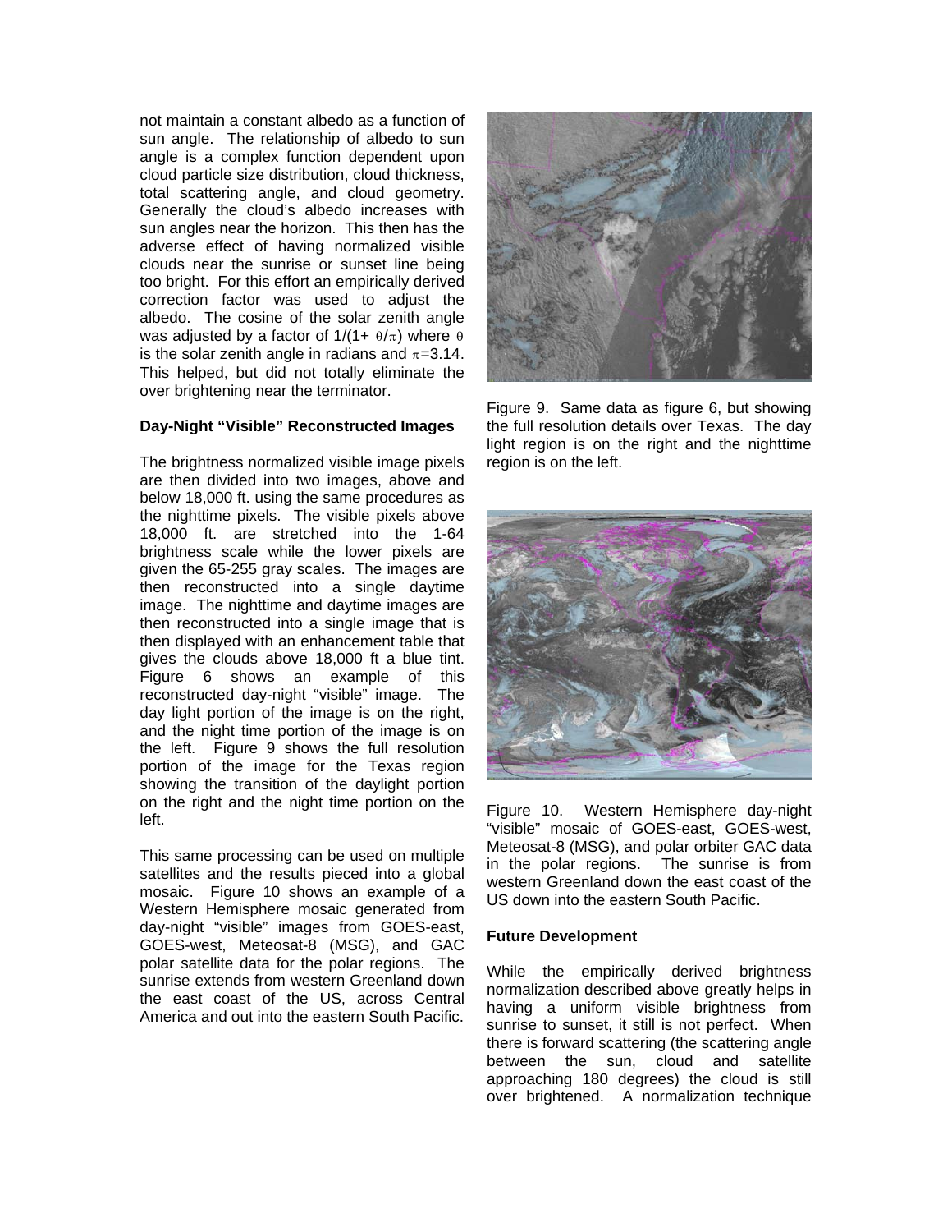not maintain a constant albedo as a function of sun angle. The relationship of albedo to sun angle is a complex function dependent upon cloud particle size distribution, cloud thickness, total scattering angle, and cloud geometry. Generally the cloud's albedo increases with sun angles near the horizon. This then has the adverse effect of having normalized visible clouds near the sunrise or sunset line being too bright. For this effort an empirically derived correction factor was used to adjust the albedo. The cosine of the solar zenith angle was adjusted by a factor of $1/(1+ \theta/\pi)$ where $\theta$ is the solar zenith angle in radians and $\pi$=3.14. This helped, but did not totally eliminate the over brightening near the terminator.

### Day-Night "Visible" Reconstructed Images

The brightness normalized visible image pixels are then divided into two images, above and below 18,000 ft. using the same procedures as the nighttime pixels. The visible pixels above 18,000 ft. are stretched into the 1-64 brightness scale while the lower pixels are given the 65-255 gray scales. The images are then reconstructed into a single daytime image. The nighttime and daytime images are then reconstructed into a single image that is then displayed with an enhancement table that gives the clouds above 18,000 ft a blue tint. Figure 6 shows an example of this reconstructed day-night "visible" image. The day light portion of the image is on the right, and the night time portion of the image is on the left. Figure 9 shows the full resolution portion of the image for the Texas region showing the transition of the daylight portion on the right and the night time portion on the left.

This same processing can be used on multiple satellites and the results pieced into a global mosaic. Figure 10 shows an example of a Western Hemisphere mosaic generated from day-night "visible" images from GOES-east, GOES-west, Meteosat-8 (MSG), and GAC polar satellite data for the polar regions. The sunrise extends from western Greenland down the east coast of the US, across Central America and out into the eastern South Pacific.

Figure 9. Same data as figure 6, but showing the full resolution details over Texas. The day light region is on the right and the nighttime region is on the left.

Figure 10. Western Hemisphere day-night "visible" mosaic of GOES-east, GOES-west, Meteosat-8 (MSG), and polar orbiter GAC data in the polar regions. The sunrise is from western Greenland down the east coast of the US down into the eastern South Pacific.

### Future Development

While the empirically derived brightness normalization described above greatly helps in having a uniform visible brightness from sunrise to sunset, it still is not perfect. When there is forward scattering (the scattering angle between the sun, cloud and satellite approaching 180 degrees) the cloud is still over brightened. A normalization technique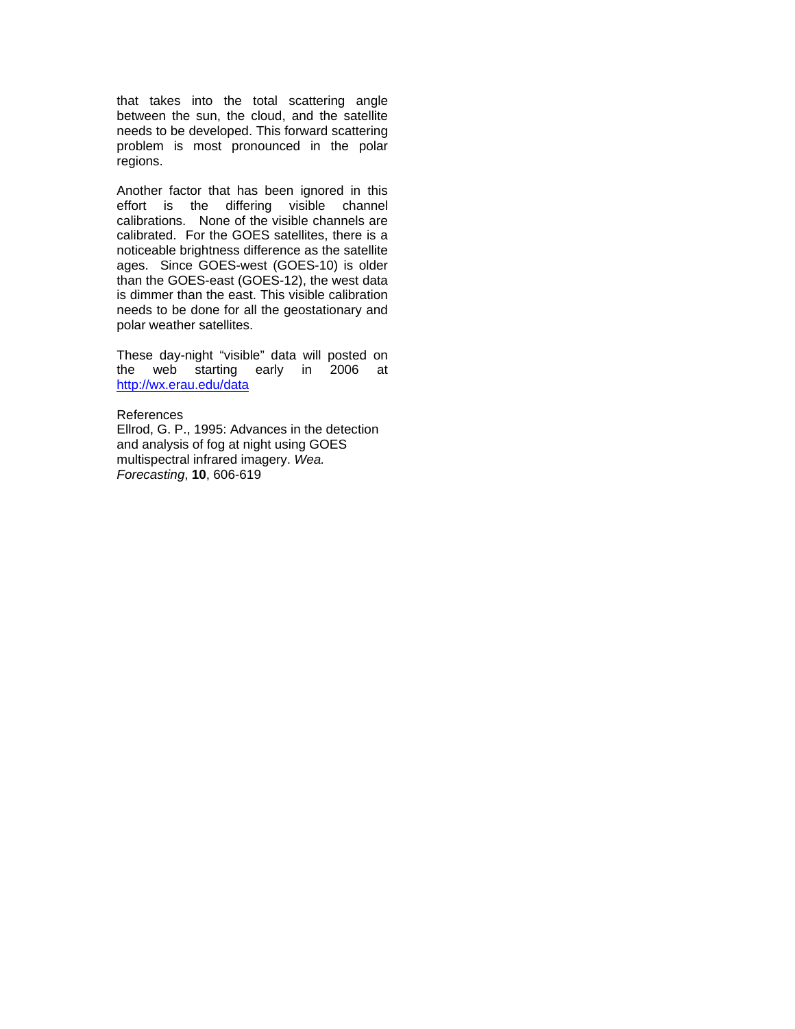that takes into the total scattering angle between the sun, the cloud, and the satellite needs to be developed. This forward scattering problem is most pronounced in the polar regions.

Another factor that has been ignored in this effort is the differing visible channel calibrations. None of the visible channels are calibrated. For the GOES satellites, there is a noticeable brightness difference as the satellite ages. Since GOES-west (GOES-10) is older than the GOES-east (GOES-12), the west data is dimmer than the east. This visible calibration needs to be done for all the geostationary and polar weather satellites.

These day-night "visible" data will posted on the web starting early in 2006 at http://wx.erau.edu/data

References

Ellrod, G. P., 1995: Advances in the detection and analysis of fog at night using GOES multispectral infrared imagery. *Wea. Forecasting*, **10**, 606-619